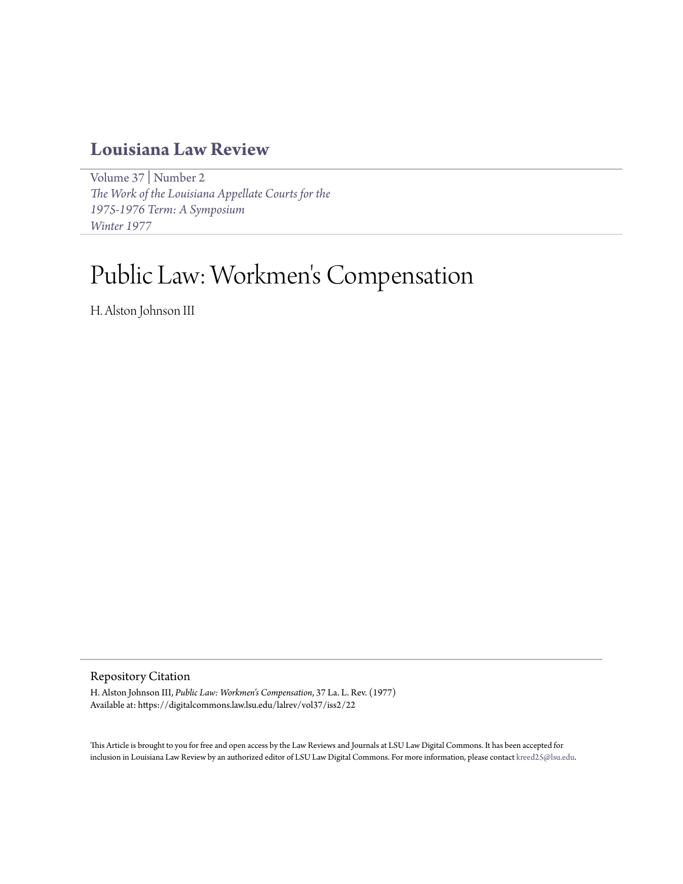# Louisiana Law Review

Volume 37 | Number 2
*The Work of the Louisiana Appellate Courts for the 1975-1976 Term: A Symposium*
*Winter 1977*

# Public Law: Workmen's Compensation

H. Alston Johnson III

## Repository Citation

H. Alston Johnson III, *Public Law: Workmen's Compensation*, 37 La. L. Rev. (1977)
Available at: https://digitalcommons.law.lsu.edu/lalrev/vol37/iss2/22

This Article is brought to you for free and open access by the Law Reviews and Journals at LSU Law Digital Commons. It has been accepted for inclusion in Louisiana Law Review by an authorized editor of LSU Law Digital Commons. For more information, please contact kreed25@lsu.edu.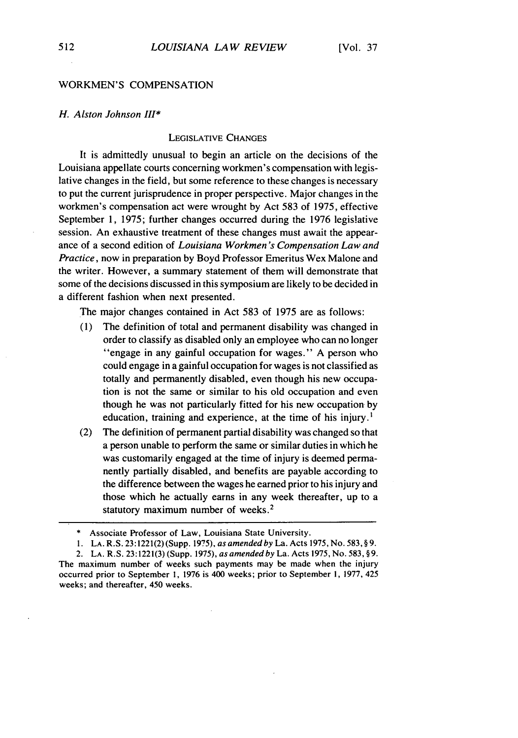## WORKMEN'S COMPENSATION

*H. Alston Johnson III\**

### LEGISLATIVE CHANGES

It is admittedly unusual to begin an article on the decisions of the Louisiana appellate courts concerning workmen's compensation with legislative changes in the field, but some reference to these changes is necessary to put the current jurisprudence in proper perspective. Major changes in the workmen's compensation act were wrought by Act 583 of 1975, effective September 1, 1975; further changes occurred during the 1976 legislative session. An exhaustive treatment of these changes must await the appearance of a second edition of *Louisiana Workmen's Compensation Law and Practice*, now in preparation by Boyd Professor Emeritus Wex Malone and the writer. However, a summary statement of them will demonstrate that some of the decisions discussed in this symposium are likely to be decided in a different fashion when next presented.

The major changes contained in Act 583 of 1975 are as follows:

(1) The definition of total and permanent disability was changed in order to classify as disabled only an employee who can no longer "engage in any gainful occupation for wages." A person who could engage in a gainful occupation for wages is not classified as totally and permanently disabled, even though his new occupation is not the same or similar to his old occupation and even though he was not particularly fitted for his new occupation by education, training and experience, at the time of his injury.[1]

(2) The definition of permanent partial disability was changed so that a person unable to perform the same or similar duties in which he was customarily engaged at the time of injury is deemed permanently partially disabled, and benefits are payable according to the difference between the wages he earned prior to his injury and those which he actually earns in any week thereafter, up to a statutory maximum number of weeks.[2]

---

\* Associate Professor of Law, Louisiana State University.

1. LA. R.S. 23:1221(2) (Supp. 1975), *as amended by* La. Acts 1975, No. 583, § 9.

2. LA. R.S. 23:1221(3) (Supp. 1975), *as amended by* La. Acts 1975, No. 583, § 9. The maximum number of weeks such payments may be made when the injury occurred prior to September 1, 1976 is 400 weeks; prior to September 1, 1977, 425 weeks; and thereafter, 450 weeks.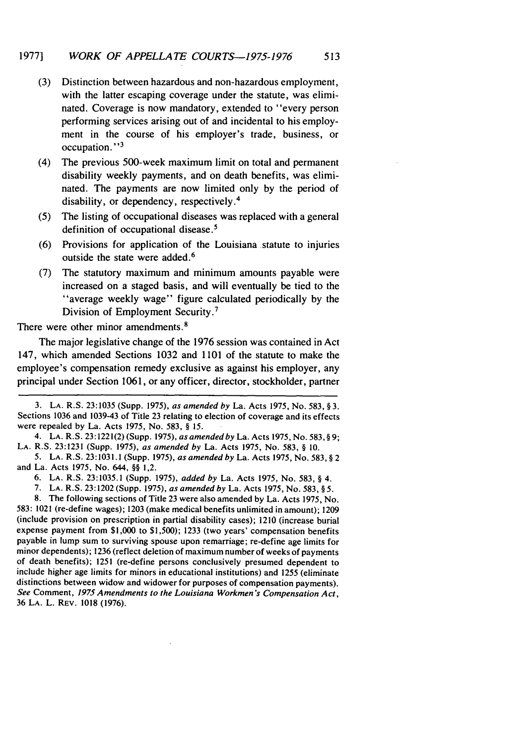(3) Distinction between hazardous and non-hazardous employment, with the latter escaping coverage under the statute, was eliminated. Coverage is now mandatory, extended to "every person performing services arising out of and incidental to his employment in the course of his employer's trade, business, or occupation."[3]

(4) The previous 500-week maximum limit on total and permanent disability weekly payments, and on death benefits, was eliminated. The payments are now limited only by the period of disability, or dependency, respectively.[4]

(5) The listing of occupational diseases was replaced with a general definition of occupational disease.[5]

(6) Provisions for application of the Louisiana statute to injuries outside the state were added.[6]

(7) The statutory maximum and minimum amounts payable were increased on a staged basis, and will eventually be tied to the "average weekly wage" figure calculated periodically by the Division of Employment Security.[7]

There were other minor amendments.[8]

The major legislative change of the 1976 session was contained in Act 147, which amended Sections 1032 and 1101 of the statute to make the employee's compensation remedy exclusive as against his employer, any principal under Section 1061, or any officer, director, stockholder, partner

---

3. LA. R.S. 23:1035 (Supp. 1975), *as amended by* La. Acts 1975, No. 583, § 3. Sections 1036 and 1039-43 of Title 23 relating to election of coverage and its effects were repealed by La. Acts 1975, No. 583, § 15.

4. LA. R.S. 23:1221(2) (Supp. 1975), *as amended by* La. Acts 1975, No. 583, § 9; LA. R.S. 23:1231 (Supp. 1975), *as amended by* La. Acts 1975, No. 583, § 10.

5. LA. R.S. 23:1031.1 (Supp. 1975), *as amended by* La. Acts 1975, No. 583, § 2 and La. Acts 1975, No. 644, §§ 1,2.

6. LA. R.S. 23:1035.1 (Supp. 1975), *added by* La. Acts 1975, No. 583, § 4.

7. LA. R.S. 23:1202 (Supp. 1975), *as amended by* La. Acts 1975, No. 583, § 5.

8. The following sections of Title 23 were also amended by La. Acts 1975, No. 583: 1021 (re-define wages); 1203 (make medical benefits unlimited in amount); 1209 (include provision on prescription in partial disability cases); 1210 (increase burial expense payment from $1,000 to $1,500); 1233 (two years' compensation benefits payable in lump sum to surviving spouse upon remarriage; re-define age limits for minor dependents); 1236 (reflect deletion of maximum number of weeks of payments of death benefits); 1251 (re-define persons conclusively presumed dependent to include higher age limits for minors in educational institutions) and 1255 (eliminate distinctions between widow and widower for purposes of compensation payments). *See* Comment, *1975 Amendments to the Louisiana Workmen's Compensation Act*, 36 LA. L. REV. 1018 (1976).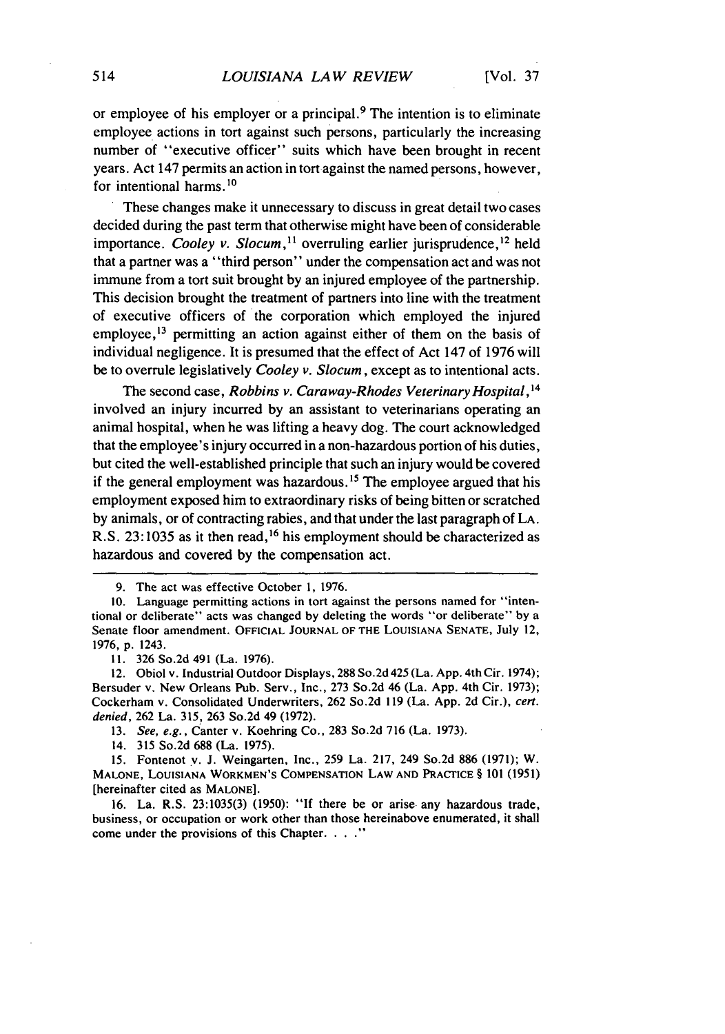or employee of his employer or a principal.[9] The intention is to eliminate employee actions in tort against such persons, particularly the increasing number of "executive officer" suits which have been brought in recent years. Act 147 permits an action in tort against the named persons, however, for intentional harms.[10]

These changes make it unnecessary to discuss in great detail two cases decided during the past term that otherwise might have been of considerable importance. *Cooley v. Slocum*,[11] overruling earlier jurisprudence,[12] held that a partner was a "third person" under the compensation act and was not immune from a tort suit brought by an injured employee of the partnership. This decision brought the treatment of partners into line with the treatment of executive officers of the corporation which employed the injured employee,[13] permitting an action against either of them on the basis of individual negligence. It is presumed that the effect of Act 147 of 1976 will be to overrule legislatively *Cooley v. Slocum*, except as to intentional acts.

The second case, *Robbins v. Caraway-Rhodes Veterinary Hospital*,[14] involved an injury incurred by an assistant to veterinarians operating an animal hospital, when he was lifting a heavy dog. The court acknowledged that the employee's injury occurred in a non-hazardous portion of his duties, but cited the well-established principle that such an injury would be covered if the general employment was hazardous.[15] The employee argued that his employment exposed him to extraordinary risks of being bitten or scratched by animals, or of contracting rabies, and that under the last paragraph of LA. R.S. 23:1035 as it then read,[16] his employment should be characterized as hazardous and covered by the compensation act.

---

9. The act was effective October 1, 1976.

10. Language permitting actions in tort against the persons named for "intentional or deliberate" acts was changed by deleting the words "or deliberate" by a Senate floor amendment. OFFICIAL JOURNAL OF THE LOUISIANA SENATE, July 12, 1976, p. 1243.

11. 326 So.2d 491 (La. 1976).

12. Obiol v. Industrial Outdoor Displays, 288 So.2d 425 (La. App. 4th Cir. 1974); Bersuder v. New Orleans Pub. Serv., Inc., 273 So.2d 46 (La. App. 4th Cir. 1973); Cockerham v. Consolidated Underwriters, 262 So.2d 119 (La. App. 2d Cir.), *cert. denied*, 262 La. 315, 263 So.2d 49 (1972).

13. *See, e.g.*, Canter v. Koehring Co., 283 So.2d 716 (La. 1973).

14. 315 So.2d 688 (La. 1975).

15. Fontenot v. J. Weingarten, Inc., 259 La. 217, 249 So.2d 886 (1971); W. MALONE, LOUISIANA WORKMEN'S COMPENSATION LAW AND PRACTICE § 101 (1951) [hereinafter cited as MALONE].

16. La. R.S. 23:1035(3) (1950): "If there be or arise any hazardous trade, business, or occupation or work other than those hereinabove enumerated, it shall come under the provisions of this Chapter. . . ."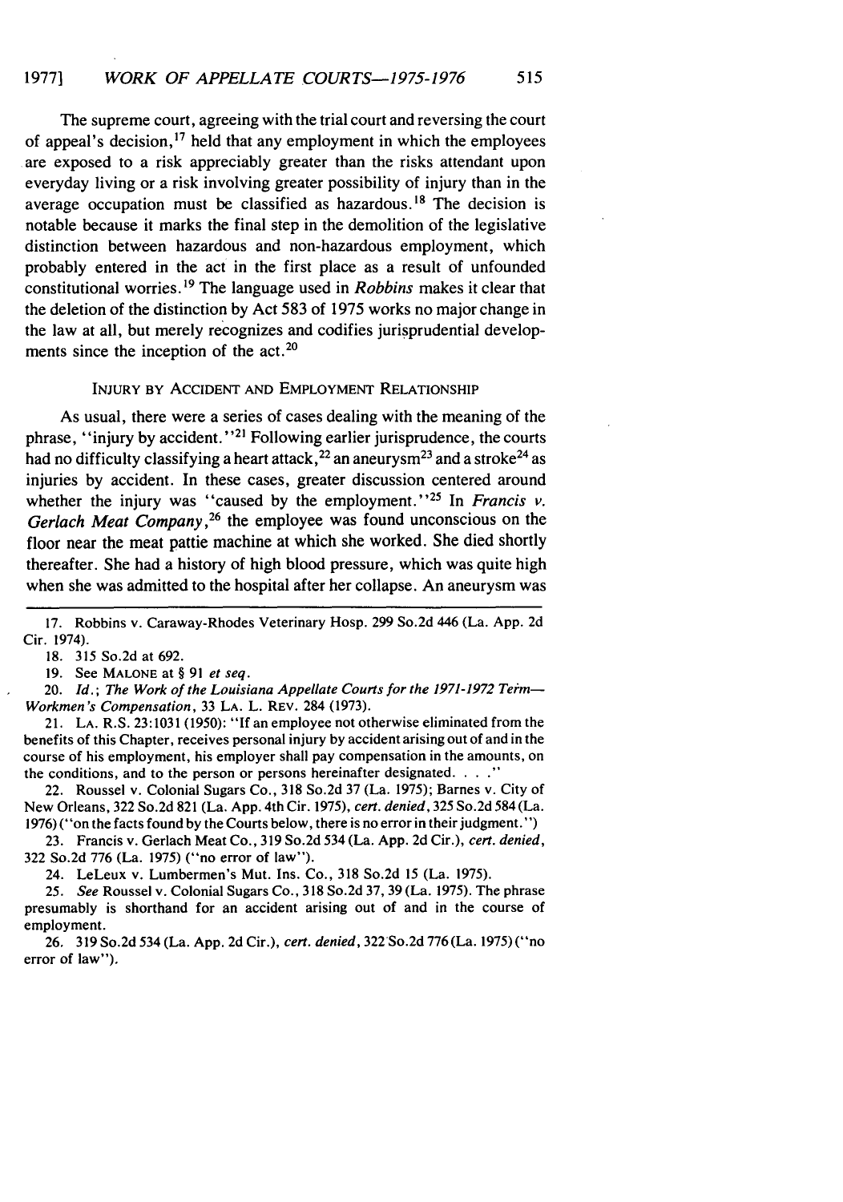The supreme court, agreeing with the trial court and reversing the court of appeal's decision,[17] held that any employment in which the employees are exposed to a risk appreciably greater than the risks attendant upon everyday living or a risk involving greater possibility of injury than in the average occupation must be classified as hazardous.[18] The decision is notable because it marks the final step in the demolition of the legislative distinction between hazardous and non-hazardous employment, which probably entered in the act in the first place as a result of unfounded constitutional worries.[19] The language used in *Robbins* makes it clear that the deletion of the distinction by Act 583 of 1975 works no major change in the law at all, but merely recognizes and codifies jurisprudential developments since the inception of the act.[20]

### INJURY BY ACCIDENT AND EMPLOYMENT RELATIONSHIP

As usual, there were a series of cases dealing with the meaning of the phrase, "injury by accident."[21] Following earlier jurisprudence, the courts had no difficulty classifying a heart attack,[22] an aneurysm[23] and a stroke[24] as injuries by accident. In these cases, greater discussion centered around whether the injury was "caused by the employment."[25] In *Francis v. Gerlach Meat Company*,[26] the employee was found unconscious on the floor near the meat pattie machine at which she worked. She died shortly thereafter. She had a history of high blood pressure, which was quite high when she was admitted to the hospital after her collapse. An aneurysm was

---

17. Robbins v. Caraway-Rhodes Veterinary Hosp. 299 So.2d 446 (La. App. 2d Cir. 1974).

18. 315 So.2d at 692.

19. See MALONE at § 91 *et seq*.

20. *Id.*; *The Work of the Louisiana Appellate Courts for the 1971-1972 Term—Workmen's Compensation*, 33 LA. L. REV. 284 (1973).

21. LA. R.S. 23:1031 (1950): "If an employee not otherwise eliminated from the benefits of this Chapter, receives personal injury by accident arising out of and in the course of his employment, his employer shall pay compensation in the amounts, on the conditions, and to the person or persons hereinafter designated. . . ."

22. Roussel v. Colonial Sugars Co., 318 So.2d 37 (La. 1975); Barnes v. City of New Orleans, 322 So.2d 821 (La. App. 4th Cir. 1975), *cert. denied*, 325 So.2d 584 (La. 1976) ("on the facts found by the Courts below, there is no error in their judgment.")

23. Francis v. Gerlach Meat Co., 319 So.2d 534 (La. App. 2d Cir.), *cert. denied*, 322 So.2d 776 (La. 1975) ("no error of law").

24. LeLeux v. Lumbermen's Mut. Ins. Co., 318 So.2d 15 (La. 1975).

25. *See* Roussel v. Colonial Sugars Co., 318 So.2d 37, 39 (La. 1975). The phrase presumably is shorthand for an accident arising out of and in the course of employment.

26. 319 So.2d 534 (La. App. 2d Cir.), *cert. denied*, 322 So.2d 776 (La. 1975) ("no error of law").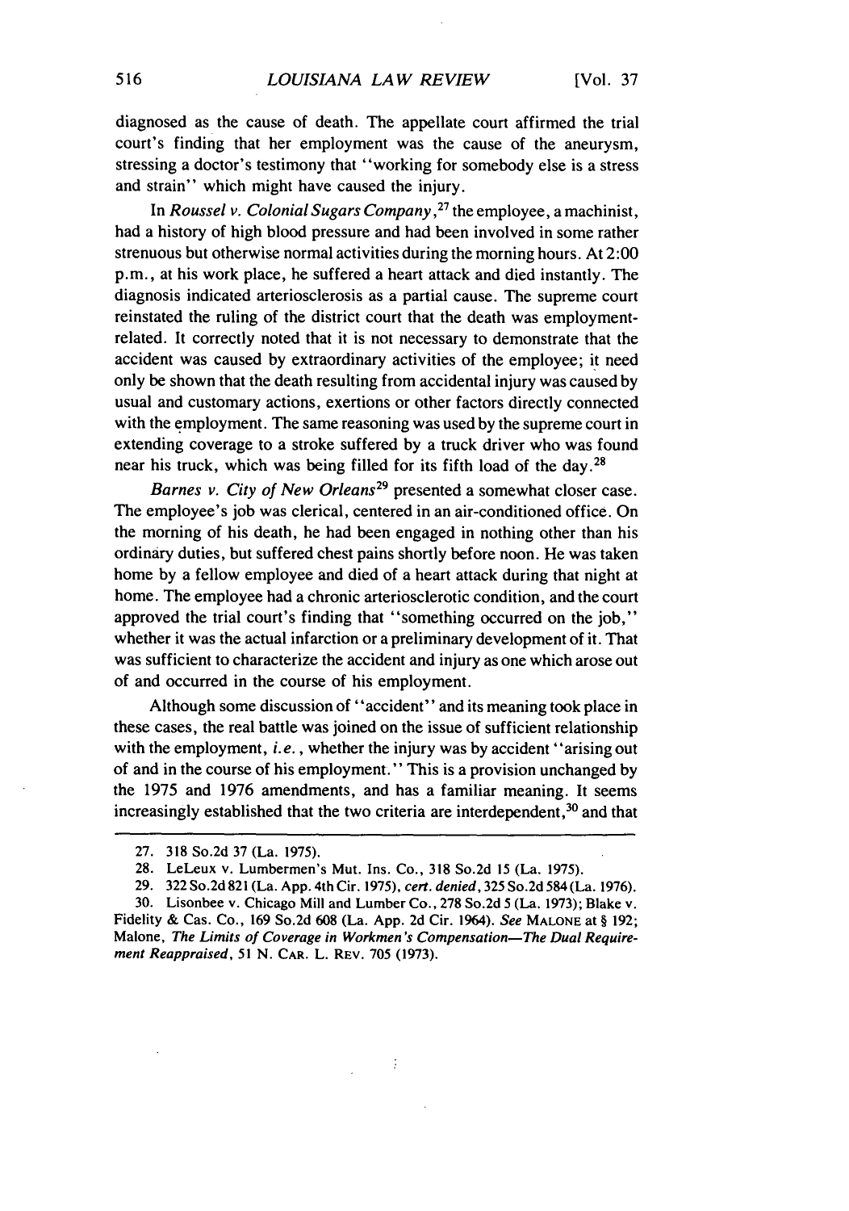diagnosed as the cause of death. The appellate court affirmed the trial court's finding that her employment was the cause of the aneurysm, stressing a doctor's testimony that "working for somebody else is a stress and strain" which might have caused the injury.

In *Roussel v. Colonial Sugars Company*,[27] the employee, a machinist, had a history of high blood pressure and had been involved in some rather strenuous but otherwise normal activities during the morning hours. At 2:00 p.m., at his work place, he suffered a heart attack and died instantly. The diagnosis indicated arteriosclerosis as a partial cause. The supreme court reinstated the ruling of the district court that the death was employment-related. It correctly noted that it is not necessary to demonstrate that the accident was caused by extraordinary activities of the employee; it need only be shown that the death resulting from accidental injury was caused by usual and customary actions, exertions or other factors directly connected with the employment. The same reasoning was used by the supreme court in extending coverage to a stroke suffered by a truck driver who was found near his truck, which was being filled for its fifth load of the day.[28]

*Barnes v. City of New Orleans*[29] presented a somewhat closer case. The employee's job was clerical, centered in an air-conditioned office. On the morning of his death, he had been engaged in nothing other than his ordinary duties, but suffered chest pains shortly before noon. He was taken home by a fellow employee and died of a heart attack during that night at home. The employee had a chronic arteriosclerotic condition, and the court approved the trial court's finding that "something occurred on the job," whether it was the actual infarction or a preliminary development of it. That was sufficient to characterize the accident and injury as one which arose out of and occurred in the course of his employment.

Although some discussion of "accident" and its meaning took place in these cases, the real battle was joined on the issue of sufficient relationship with the employment, *i.e.*, whether the injury was by accident "arising out of and in the course of his employment." This is a provision unchanged by the 1975 and 1976 amendments, and has a familiar meaning. It seems increasingly established that the two criteria are interdependent,[30] and that

---

27. 318 So.2d 37 (La. 1975).

28. LeLeux v. Lumbermen's Mut. Ins. Co., 318 So.2d 15 (La. 1975).

29. 322 So.2d 821 (La. App. 4th Cir. 1975), *cert. denied*, 325 So.2d 584 (La. 1976).

30. Lisonbee v. Chicago Mill and Lumber Co., 278 So.2d 5 (La. 1973); Blake v. Fidelity & Cas. Co., 169 So.2d 608 (La. App. 2d Cir. 1964). *See* MALONE at § 192; Malone, *The Limits of Coverage in Workmen's Compensation—The Dual Requirement Reappraised*, 51 N. CAR. L. REV. 705 (1973).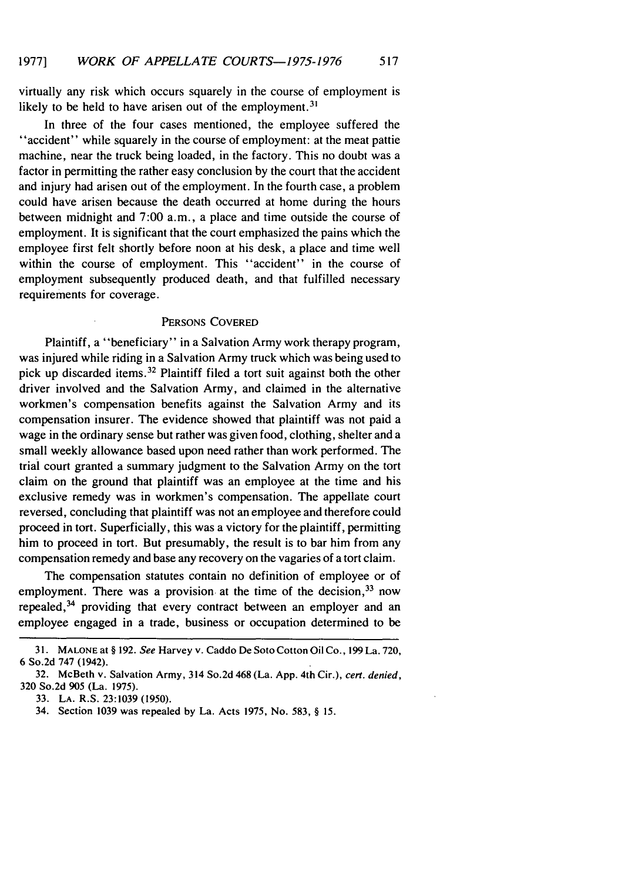virtually any risk which occurs squarely in the course of employment is likely to be held to have arisen out of the employment.[31]

In three of the four cases mentioned, the employee suffered the "accident" while squarely in the course of employment: at the meat pattie machine, near the truck being loaded, in the factory. This no doubt was a factor in permitting the rather easy conclusion by the court that the accident and injury had arisen out of the employment. In the fourth case, a problem could have arisen because the death occurred at home during the hours between midnight and 7:00 a.m., a place and time outside the course of employment. It is significant that the court emphasized the pains which the employee first felt shortly before noon at his desk, a place and time well within the course of employment. This "accident" in the course of employment subsequently produced death, and that fulfilled necessary requirements for coverage.

## PERSONS COVERED

Plaintiff, a "beneficiary" in a Salvation Army work therapy program, was injured while riding in a Salvation Army truck which was being used to pick up discarded items.[32] Plaintiff filed a tort suit against both the other driver involved and the Salvation Army, and claimed in the alternative workmen's compensation benefits against the Salvation Army and its compensation insurer. The evidence showed that plaintiff was not paid a wage in the ordinary sense but rather was given food, clothing, shelter and a small weekly allowance based upon need rather than work performed. The trial court granted a summary judgment to the Salvation Army on the tort claim on the ground that plaintiff was an employee at the time and his exclusive remedy was in workmen's compensation. The appellate court reversed, concluding that plaintiff was not an employee and therefore could proceed in tort. Superficially, this was a victory for the plaintiff, permitting him to proceed in tort. But presumably, the result is to bar him from any compensation remedy and base any recovery on the vagaries of a tort claim.

The compensation statutes contain no definition of employee or of employment. There was a provision at the time of the decision,[33] now repealed,[34] providing that every contract between an employer and an employee engaged in a trade, business or occupation determined to be

---

31. MALONE at § 192. *See* Harvey v. Caddo De Soto Cotton Oil Co., 199 La. 720, 6 So.2d 747 (1942).

32. McBeth v. Salvation Army, 314 So.2d 468 (La. App. 4th Cir.), *cert. denied*, 320 So.2d 905 (La. 1975).

33. LA. R.S. 23:1039 (1950).

34. Section 1039 was repealed by La. Acts 1975, No. 583, § 15.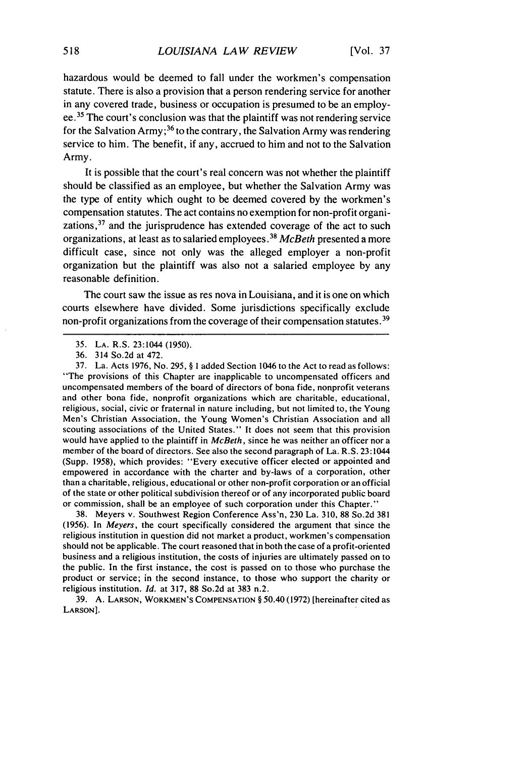hazardous would be deemed to fall under the workmen's compensation statute. There is also a provision that a person rendering service for another in any covered trade, business or occupation is presumed to be an employee.[35] The court's conclusion was that the plaintiff was not rendering service for the Salvation Army;[36] to the contrary, the Salvation Army was rendering service to him. The benefit, if any, accrued to him and not to the Salvation Army.

It is possible that the court's real concern was not whether the plaintiff should be classified as an employee, but whether the Salvation Army was the type of entity which ought to be deemed covered by the workmen's compensation statutes. The act contains no exemption for non-profit organizations,[37] and the jurisprudence has extended coverage of the act to such organizations, at least as to salaried employees.[38] *McBeth* presented a more difficult case, since not only was the alleged employer a non-profit organization but the plaintiff was also not a salaried employee by any reasonable definition.

The court saw the issue as res nova in Louisiana, and it is one on which courts elsewhere have divided. Some jurisdictions specifically exclude non-profit organizations from the coverage of their compensation statutes.[39]

---

35. LA. R.S. 23:1044 (1950).

36. 314 So.2d at 472.

37. La. Acts 1976, No. 295, § 1 added Section 1046 to the Act to read as follows: "The provisions of this Chapter are inapplicable to uncompensated officers and uncompensated members of the board of directors of bona fide, nonprofit veterans and other bona fide, nonprofit organizations which are charitable, educational, religious, social, civic or fraternal in nature including, but not limited to, the Young Men's Christian Association, the Young Women's Christian Association and all scouting associations of the United States." It does not seem that this provision would have applied to the plaintiff in *McBeth*, since he was neither an officer nor a member of the board of directors. See also the second paragraph of La. R.S. 23:1044 (Supp. 1958), which provides: "Every executive officer elected or appointed and empowered in accordance with the charter and by-laws of a corporation, other than a charitable, religious, educational or other non-profit corporation or an official of the state or other political subdivision thereof or of any incorporated public board or commission, shall be an employee of such corporation under this Chapter."

38. Meyers v. Southwest Region Conference Ass'n, 230 La. 310, 88 So.2d 381 (1956). In *Meyers*, the court specifically considered the argument that since the religious institution in question did not market a product, workmen's compensation should not be applicable. The court reasoned that in both the case of a profit-oriented business and a religious institution, the costs of injuries are ultimately passed on to the public. In the first instance, the cost is passed on to those who purchase the product or service; in the second instance, to those who support the charity or religious institution. *Id.* at 317, 88 So.2d at 383 n.2.

39. A. LARSON, WORKMEN'S COMPENSATION § 50.40 (1972) [hereinafter cited as LARSON].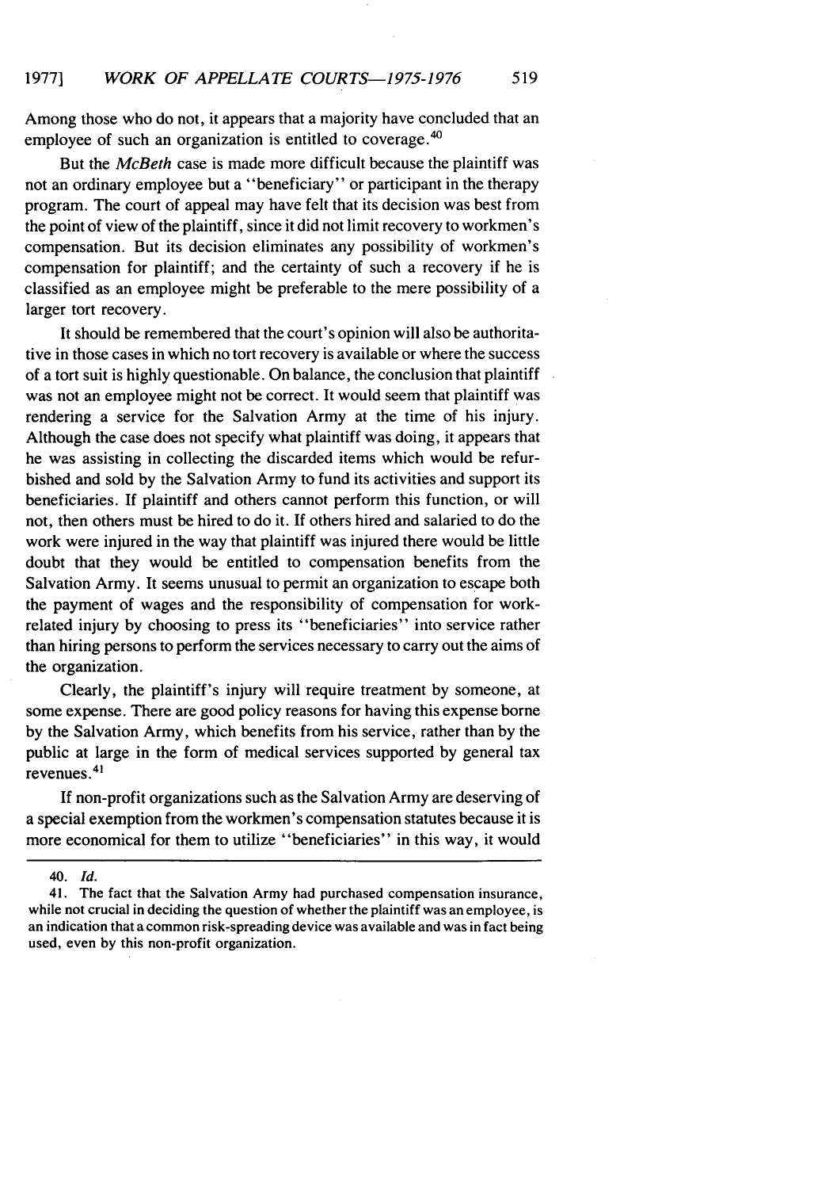Among those who do not, it appears that a majority have concluded that an employee of such an organization is entitled to coverage.[40]

But the *McBeth* case is made more difficult because the plaintiff was not an ordinary employee but a "beneficiary" or participant in the therapy program. The court of appeal may have felt that its decision was best from the point of view of the plaintiff, since it did not limit recovery to workmen's compensation. But its decision eliminates any possibility of workmen's compensation for plaintiff; and the certainty of such a recovery if he is classified as an employee might be preferable to the mere possibility of a larger tort recovery.

It should be remembered that the court's opinion will also be authoritative in those cases in which no tort recovery is available or where the success of a tort suit is highly questionable. On balance, the conclusion that plaintiff was not an employee might not be correct. It would seem that plaintiff was rendering a service for the Salvation Army at the time of his injury. Although the case does not specify what plaintiff was doing, it appears that he was assisting in collecting the discarded items which would be refurbished and sold by the Salvation Army to fund its activities and support its beneficiaries. If plaintiff and others cannot perform this function, or will not, then others must be hired to do it. If others hired and salaried to do the work were injured in the way that plaintiff was injured there would be little doubt that they would be entitled to compensation benefits from the Salvation Army. It seems unusual to permit an organization to escape both the payment of wages and the responsibility of compensation for work-related injury by choosing to press its "beneficiaries" into service rather than hiring persons to perform the services necessary to carry out the aims of the organization.

Clearly, the plaintiff's injury will require treatment by someone, at some expense. There are good policy reasons for having this expense borne by the Salvation Army, which benefits from his service, rather than by the public at large in the form of medical services supported by general tax revenues.[41]

If non-profit organizations such as the Salvation Army are deserving of a special exemption from the workmen's compensation statutes because it is more economical for them to utilize "beneficiaries" in this way, it would

---

40. *Id.*

41. The fact that the Salvation Army had purchased compensation insurance, while not crucial in deciding the question of whether the plaintiff was an employee, is an indication that a common risk-spreading device was available and was in fact being used, even by this non-profit organization.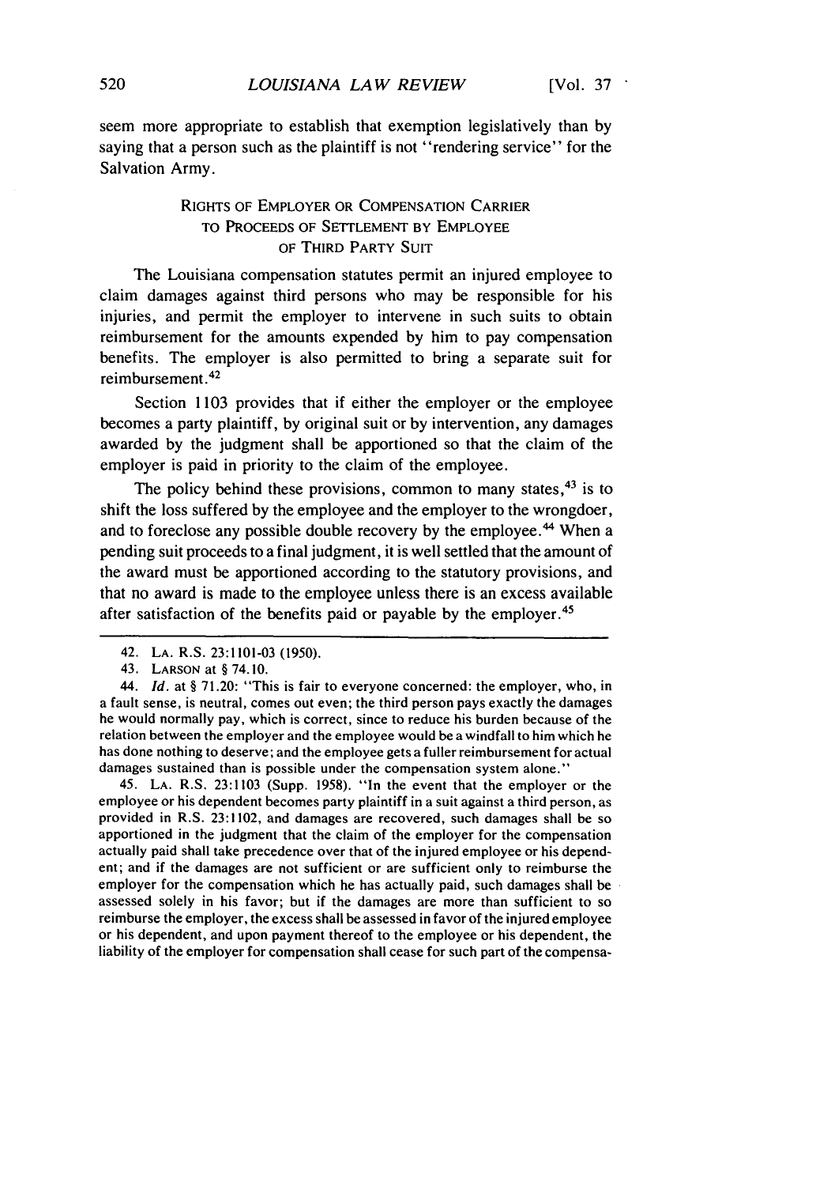seem more appropriate to establish that exemption legislatively than by saying that a person such as the plaintiff is not "rendering service" for the Salvation Army.

### RIGHTS OF EMPLOYER OR COMPENSATION CARRIER TO PROCEEDS OF SETTLEMENT BY EMPLOYEE OF THIRD PARTY SUIT

The Louisiana compensation statutes permit an injured employee to claim damages against third persons who may be responsible for his injuries, and permit the employer to intervene in such suits to obtain reimbursement for the amounts expended by him to pay compensation benefits. The employer is also permitted to bring a separate suit for reimbursement.[42]

Section 1103 provides that if either the employer or the employee becomes a party plaintiff, by original suit or by intervention, any damages awarded by the judgment shall be apportioned so that the claim of the employer is paid in priority to the claim of the employee.

The policy behind these provisions, common to many states,[43] is to shift the loss suffered by the employee and the employer to the wrongdoer, and to foreclose any possible double recovery by the employee.[44] When a pending suit proceeds to a final judgment, it is well settled that the amount of the award must be apportioned according to the statutory provisions, and that no award is made to the employee unless there is an excess available after satisfaction of the benefits paid or payable by the employer.[45]

---

42. LA. R.S. 23:1101-03 (1950).

43. LARSON at § 74.10.

44. *Id.* at § 71.20: "This is fair to everyone concerned: the employer, who, in a fault sense, is neutral, comes out even; the third person pays exactly the damages he would normally pay, which is correct, since to reduce his burden because of the relation between the employer and the employee would be a windfall to him which he has done nothing to deserve; and the employee gets a fuller reimbursement for actual damages sustained than is possible under the compensation system alone."

45. LA. R.S. 23:1103 (Supp. 1958). "In the event that the employer or the employee or his dependent becomes party plaintiff in a suit against a third person, as provided in R.S. 23:1102, and damages are recovered, such damages shall be so apportioned in the judgment that the claim of the employer for the compensation actually paid shall take precedence over that of the injured employee or his dependent; and if the damages are not sufficient or are sufficient only to reimburse the employer for the compensation which he has actually paid, such damages shall be assessed solely in his favor; but if the damages are more than sufficient to so reimburse the employer, the excess shall be assessed in favor of the injured employee or his dependent, and upon payment thereof to the employee or his dependent, the liability of the employer for compensation shall cease for such part of the compensa-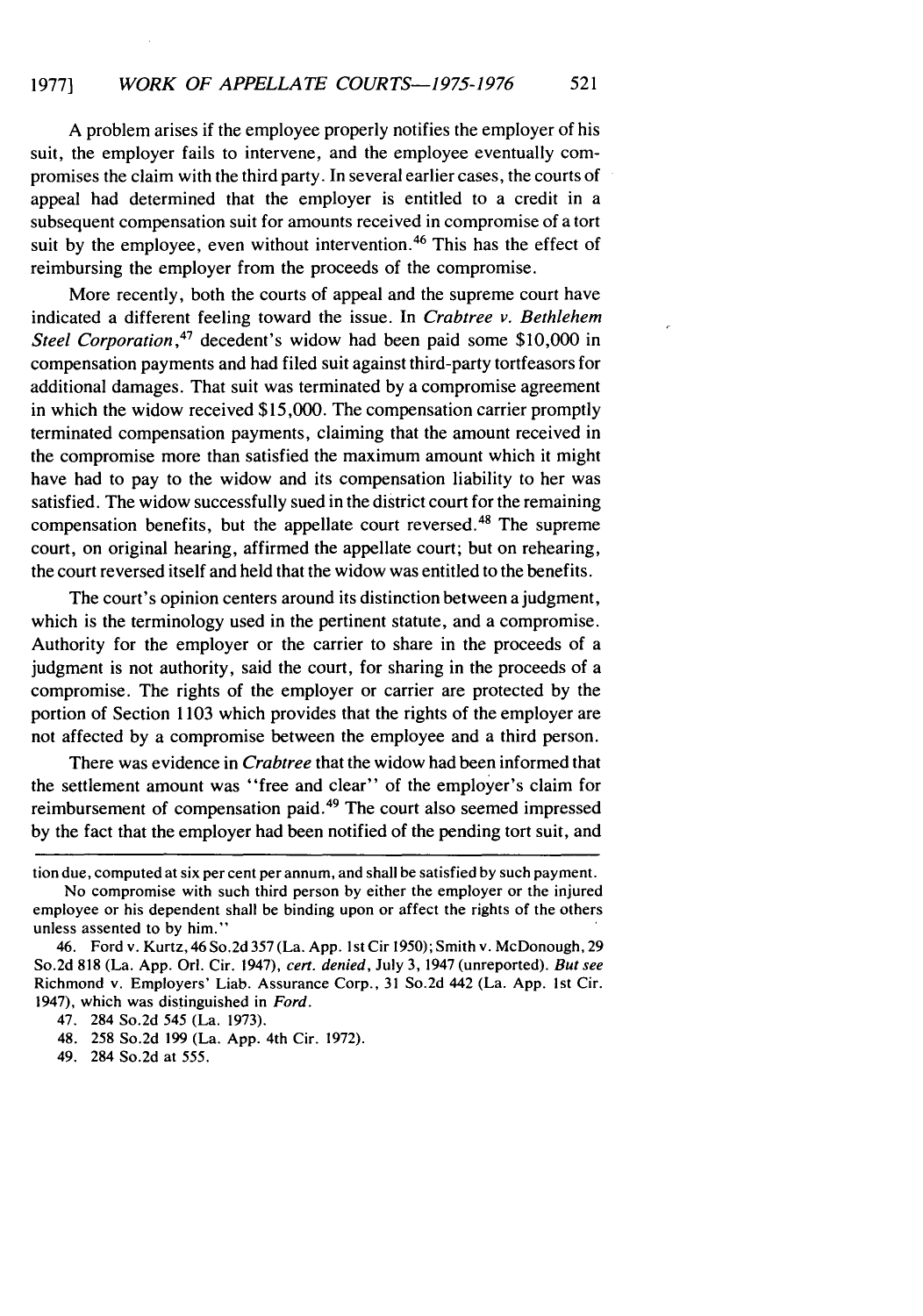A problem arises if the employee properly notifies the employer of his suit, the employer fails to intervene, and the employee eventually compromises the claim with the third party. In several earlier cases, the courts of appeal had determined that the employer is entitled to a credit in a subsequent compensation suit for amounts received in compromise of a tort suit by the employee, even without intervention.[46] This has the effect of reimbursing the employer from the proceeds of the compromise.

More recently, both the courts of appeal and the supreme court have indicated a different feeling toward the issue. In *Crabtree v. Bethlehem Steel Corporation*,[47] decedent's widow had been paid some $10,000 in compensation payments and had filed suit against third-party tortfeasors for additional damages. That suit was terminated by a compromise agreement in which the widow received $15,000. The compensation carrier promptly terminated compensation payments, claiming that the amount received in the compromise more than satisfied the maximum amount which it might have had to pay to the widow and its compensation liability to her was satisfied. The widow successfully sued in the district court for the remaining compensation benefits, but the appellate court reversed.[48] The supreme court, on original hearing, affirmed the appellate court; but on rehearing, the court reversed itself and held that the widow was entitled to the benefits.

The court's opinion centers around its distinction between a judgment, which is the terminology used in the pertinent statute, and a compromise. Authority for the employer or the carrier to share in the proceeds of a judgment is not authority, said the court, for sharing in the proceeds of a compromise. The rights of the employer or carrier are protected by the portion of Section 1103 which provides that the rights of the employer are not affected by a compromise between the employee and a third person.

There was evidence in *Crabtree* that the widow had been informed that the settlement amount was "free and clear" of the employer's claim for reimbursement of compensation paid.[49] The court also seemed impressed by the fact that the employer had been notified of the pending tort suit, and

---

tion due, computed at six per cent per annum, and shall be satisfied by such payment.

No compromise with such third person by either the employer or the injured employee or his dependent shall be binding upon or affect the rights of the others unless assented to by him."

46. Ford v. Kurtz, 46 So.2d 357 (La. App. 1st Cir 1950); Smith v. McDonough, 29 So.2d 818 (La. App. Orl. Cir. 1947), *cert. denied*, July 3, 1947 (unreported). *But see* Richmond v. Employers' Liab. Assurance Corp., 31 So.2d 442 (La. App. 1st Cir. 1947), which was distinguished in *Ford*.

47. 284 So.2d 545 (La. 1973).

48. 258 So.2d 199 (La. App. 4th Cir. 1972).

49. 284 So.2d at 555.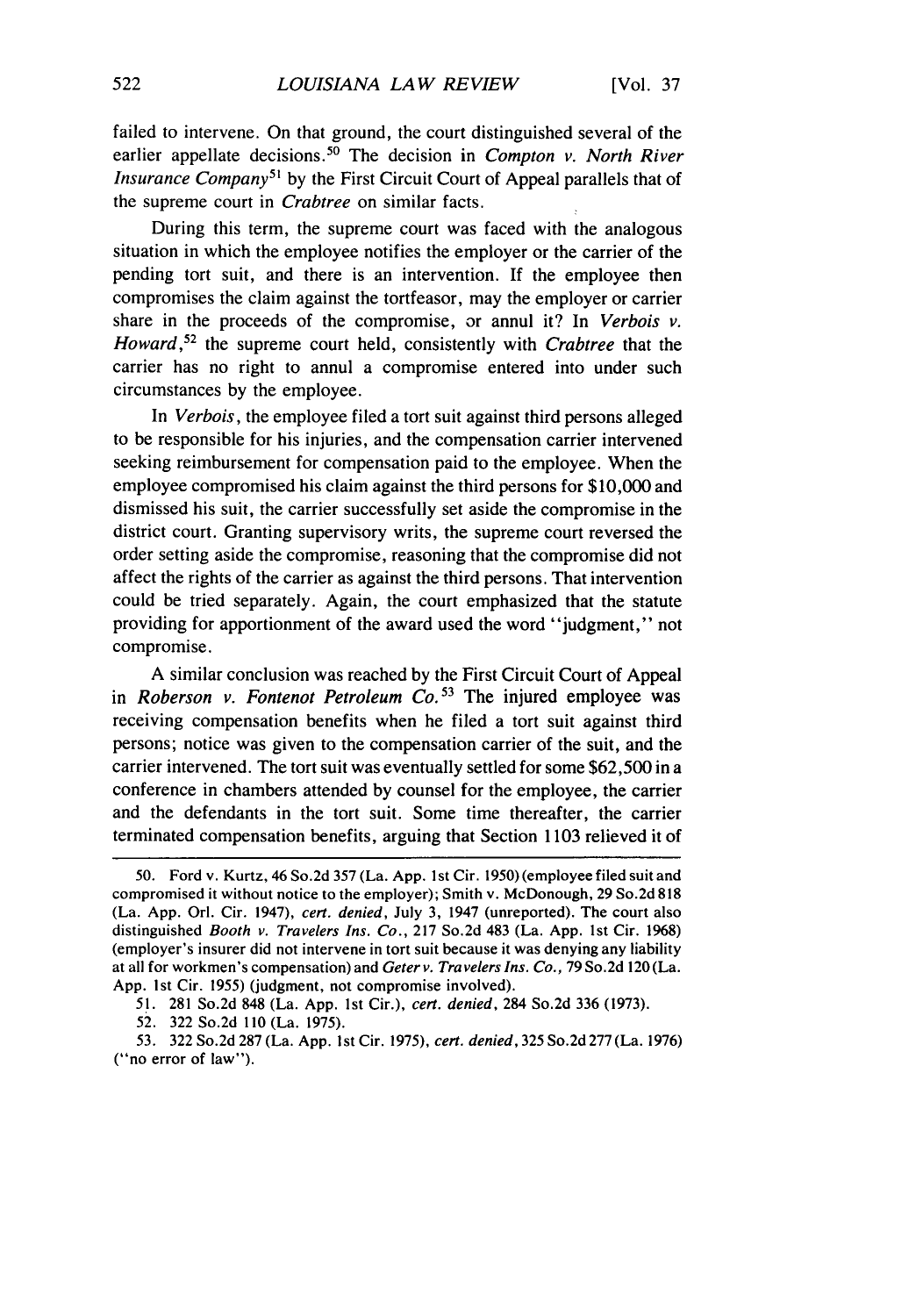failed to intervene. On that ground, the court distinguished several of the earlier appellate decisions.[50] The decision in *Compton v. North River Insurance Company*[51] by the First Circuit Court of Appeal parallels that of the supreme court in *Crabtree* on similar facts.

During this term, the supreme court was faced with the analogous situation in which the employee notifies the employer or the carrier of the pending tort suit, and there is an intervention. If the employee then compromises the claim against the tortfeasor, may the employer or carrier share in the proceeds of the compromise, or annul it? In *Verbois v. Howard*,[52] the supreme court held, consistently with *Crabtree* that the carrier has no right to annul a compromise entered into under such circumstances by the employee.

In *Verbois*, the employee filed a tort suit against third persons alleged to be responsible for his injuries, and the compensation carrier intervened seeking reimbursement for compensation paid to the employee. When the employee compromised his claim against the third persons for $10,000 and dismissed his suit, the carrier successfully set aside the compromise in the district court. Granting supervisory writs, the supreme court reversed the order setting aside the compromise, reasoning that the compromise did not affect the rights of the carrier as against the third persons. That intervention could be tried separately. Again, the court emphasized that the statute providing for apportionment of the award used the word "judgment," not compromise.

A similar conclusion was reached by the First Circuit Court of Appeal in *Roberson v. Fontenot Petroleum Co.*[53] The injured employee was receiving compensation benefits when he filed a tort suit against third persons; notice was given to the compensation carrier of the suit, and the carrier intervened. The tort suit was eventually settled for some $62,500 in a conference in chambers attended by counsel for the employee, the carrier and the defendants in the tort suit. Some time thereafter, the carrier terminated compensation benefits, arguing that Section 1103 relieved it of

---

50. Ford v. Kurtz, 46 So.2d 357 (La. App. 1st Cir. 1950) (employee filed suit and compromised it without notice to the employer); Smith v. McDonough, 29 So.2d 818 (La. App. Orl. Cir. 1947), *cert. denied*, July 3, 1947 (unreported). The court also distinguished *Booth v. Travelers Ins. Co.*, 217 So.2d 483 (La. App. 1st Cir. 1968) (employer's insurer did not intervene in tort suit because it was denying any liability at all for workmen's compensation) and *Geter v. Travelers Ins. Co.*, 79 So.2d 120 (La. App. 1st Cir. 1955) (judgment, not compromise involved).

51. 281 So.2d 848 (La. App. 1st Cir.), *cert. denied*, 284 So.2d 336 (1973).

52. 322 So.2d 110 (La. 1975).

53. 322 So.2d 287 (La. App. 1st Cir. 1975), *cert. denied*, 325 So.2d 277 (La. 1976) ("no error of law").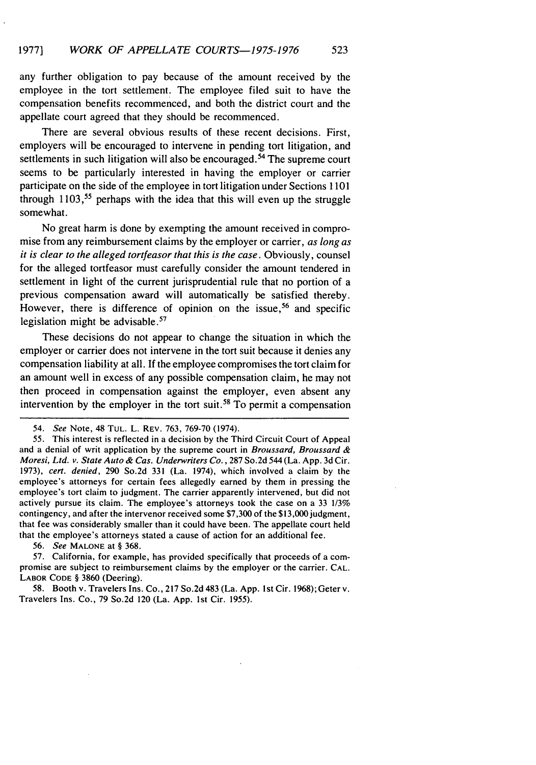any further obligation to pay because of the amount received by the employee in the tort settlement. The employee filed suit to have the compensation benefits recommenced, and both the district court and the appellate court agreed that they should be recommenced.

There are several obvious results of these recent decisions. First, employers will be encouraged to intervene in pending tort litigation, and settlements in such litigation will also be encouraged.[54] The supreme court seems to be particularly interested in having the employer or carrier participate on the side of the employee in tort litigation under Sections 1101 through 1103,[55] perhaps with the idea that this will even up the struggle somewhat.

No great harm is done by exempting the amount received in compromise from any reimbursement claims by the employer or carrier, *as long as it is clear to the alleged tortfeasor that this is the case*. Obviously, counsel for the alleged tortfeasor must carefully consider the amount tendered in settlement in light of the current jurisprudential rule that no portion of a previous compensation award will automatically be satisfied thereby. However, there is difference of opinion on the issue,[56] and specific legislation might be advisable.[57]

These decisions do not appear to change the situation in which the employer or carrier does not intervene in the tort suit because it denies any compensation liability at all. If the employee compromises the tort claim for an amount well in excess of any possible compensation claim, he may not then proceed in compensation against the employer, even absent any intervention by the employer in the tort suit.[58] To permit a compensation

---

54. *See* Note, 48 TUL. L. REV. 763, 769-70 (1974).

55. This interest is reflected in a decision by the Third Circuit Court of Appeal and a denial of writ application by the supreme court in *Broussard, Broussard & Moresi, Ltd. v. State Auto & Cas. Underwriters Co.*, 287 So.2d 544 (La. App. 3d Cir. 1973), *cert. denied*, 290 So.2d 331 (La. 1974), which involved a claim by the employee's attorneys for certain fees allegedly earned by them in pressing the employee's tort claim to judgment. The carrier apparently intervened, but did not actively pursue its claim. The employee's attorneys took the case on a 33 1/3% contingency, and after the intervenor received some $7,300 of the $13,000 judgment, that fee was considerably smaller than it could have been. The appellate court held that the employee's attorneys stated a cause of action for an additional fee.

56. *See* MALONE at § 368.

57. California, for example, has provided specifically that proceeds of a compromise are subject to reimbursement claims by the employer or the carrier. CAL. LABOR CODE § 3860 (Deering).

58. Booth v. Travelers Ins. Co., 217 So.2d 483 (La. App. 1st Cir. 1968); Geter v. Travelers Ins. Co., 79 So.2d 120 (La. App. 1st Cir. 1955).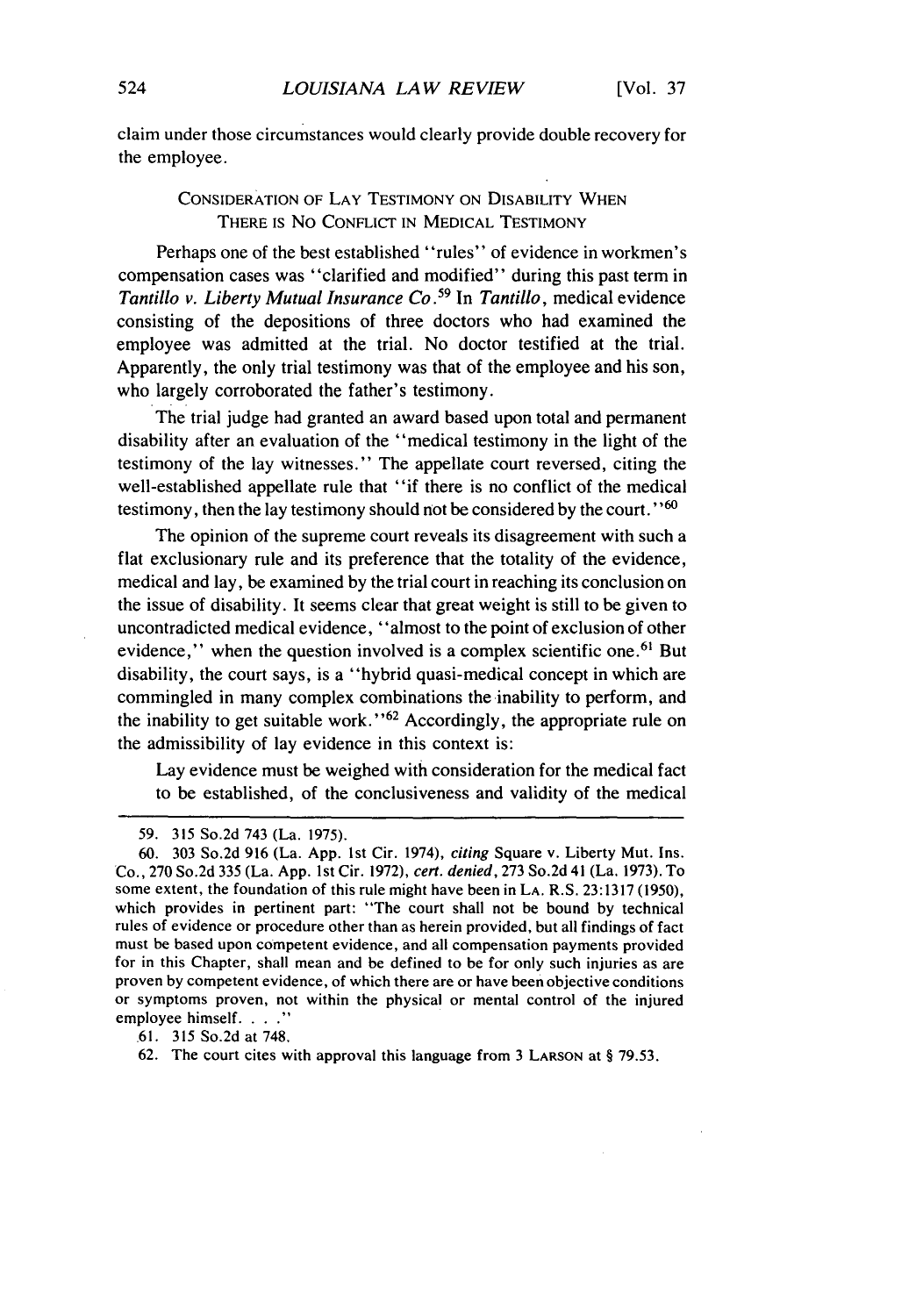claim under those circumstances would clearly provide double recovery for the employee.

### CONSIDERATION OF LAY TESTIMONY ON DISABILITY WHEN THERE IS NO CONFLICT IN MEDICAL TESTIMONY

Perhaps one of the best established "rules" of evidence in workmen's compensation cases was "clarified and modified" during this past term in *Tantillo v. Liberty Mutual Insurance Co.*[59] In *Tantillo*, medical evidence consisting of the depositions of three doctors who had examined the employee was admitted at the trial. No doctor testified at the trial. Apparently, the only trial testimony was that of the employee and his son, who largely corroborated the father's testimony.

The trial judge had granted an award based upon total and permanent disability after an evaluation of the "medical testimony in the light of the testimony of the lay witnesses." The appellate court reversed, citing the well-established appellate rule that "if there is no conflict of the medical testimony, then the lay testimony should not be considered by the court."[60]

The opinion of the supreme court reveals its disagreement with such a flat exclusionary rule and its preference that the totality of the evidence, medical and lay, be examined by the trial court in reaching its conclusion on the issue of disability. It seems clear that great weight is still to be given to uncontradicted medical evidence, "almost to the point of exclusion of other evidence," when the question involved is a complex scientific one.[61] But disability, the court says, is a "hybrid quasi-medical concept in which are commingled in many complex combinations the inability to perform, and the inability to get suitable work."[62] Accordingly, the appropriate rule on the admissibility of lay evidence in this context is:

> Lay evidence must be weighed with consideration for the medical fact to be established, of the conclusiveness and validity of the medical

---

59. 315 So.2d 743 (La. 1975).

60. 303 So.2d 916 (La. App. 1st Cir. 1974), *citing* Square v. Liberty Mut. Ins. Co., 270 So.2d 335 (La. App. 1st Cir. 1972), *cert. denied*, 273 So.2d 41 (La. 1973). To some extent, the foundation of this rule might have been in LA. R.S. 23:1317 (1950), which provides in pertinent part: "The court shall not be bound by technical rules of evidence or procedure other than as herein provided, but all findings of fact must be based upon competent evidence, and all compensation payments provided for in this Chapter, shall mean and be defined to be for only such injuries as are proven by competent evidence, of which there are or have been objective conditions or symptoms proven, not within the physical or mental control of the injured employee himself. . . ."

61. 315 So.2d at 748.

62. The court cites with approval this language from 3 LARSON at § 79.53.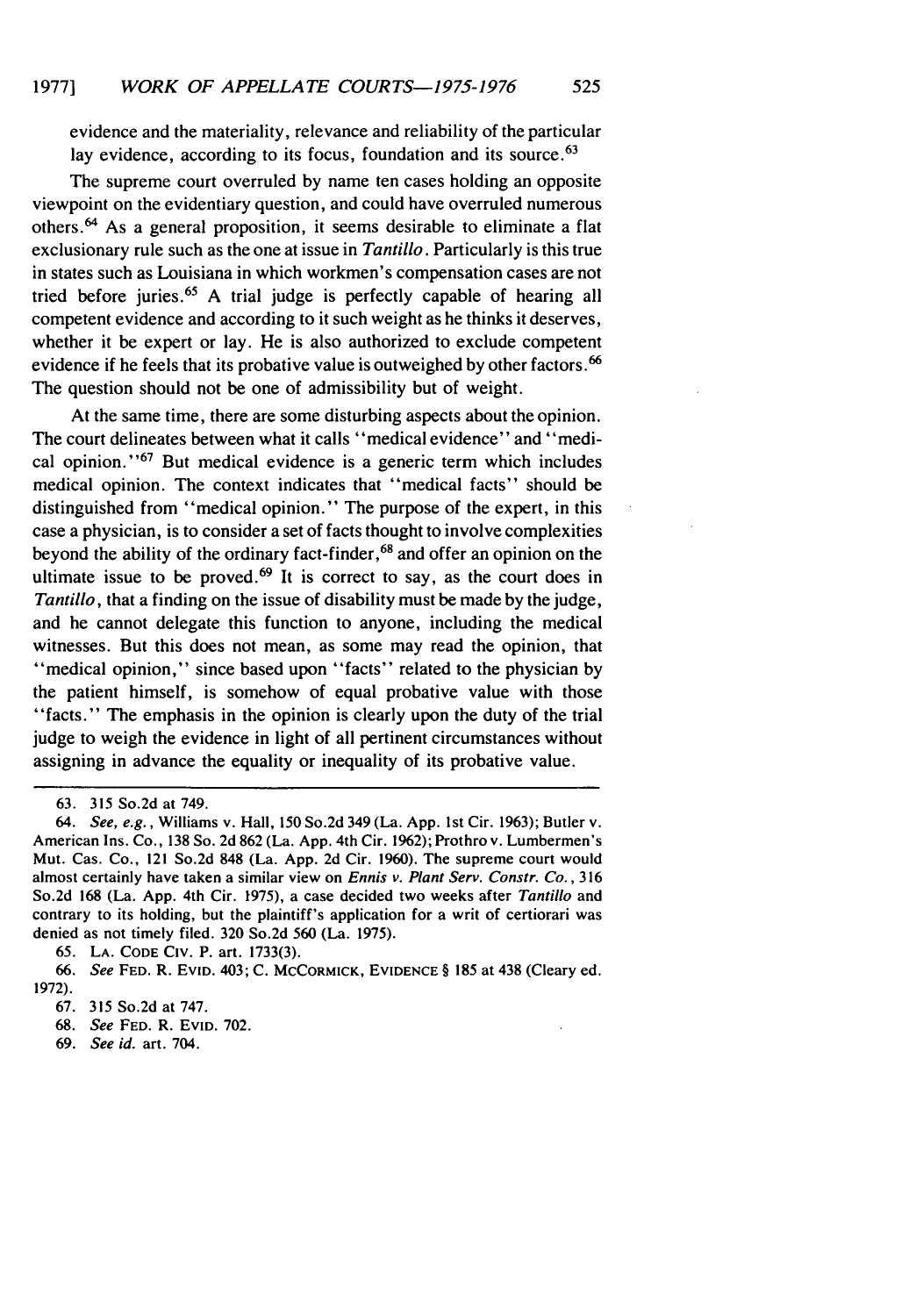evidence and the materiality, relevance and reliability of the particular lay evidence, according to its focus, foundation and its source.[63]

The supreme court overruled by name ten cases holding an opposite viewpoint on the evidentiary question, and could have overruled numerous others.[64] As a general proposition, it seems desirable to eliminate a flat exclusionary rule such as the one at issue in *Tantillo*. Particularly is this true in states such as Louisiana in which workmen's compensation cases are not tried before juries.[65] A trial judge is perfectly capable of hearing all competent evidence and according to it such weight as he thinks it deserves, whether it be expert or lay. He is also authorized to exclude competent evidence if he feels that its probative value is outweighed by other factors.[66] The question should not be one of admissibility but of weight.

At the same time, there are some disturbing aspects about the opinion. The court delineates between what it calls "medical evidence" and "medical opinion."[67] But medical evidence is a generic term which includes medical opinion. The context indicates that "medical facts" should be distinguished from "medical opinion." The purpose of the expert, in this case a physician, is to consider a set of facts thought to involve complexities beyond the ability of the ordinary fact-finder,[68] and offer an opinion on the ultimate issue to be proved.[69] It is correct to say, as the court does in *Tantillo*, that a finding on the issue of disability must be made by the judge, and he cannot delegate this function to anyone, including the medical witnesses. But this does not mean, as some may read the opinion, that "medical opinion," since based upon "facts" related to the physician by the patient himself, is somehow of equal probative value with those "facts." The emphasis in the opinion is clearly upon the duty of the trial judge to weigh the evidence in light of all pertinent circumstances without assigning in advance the equality or inequality of its probative value.

---

63. 315 So.2d at 749.

64. *See, e.g.*, Williams v. Hall, 150 So.2d 349 (La. App. 1st Cir. 1963); Butler v. American Ins. Co., 138 So. 2d 862 (La. App. 4th Cir. 1962); Prothro v. Lumbermen's Mut. Cas. Co., 121 So.2d 848 (La. App. 2d Cir. 1960). The supreme court would almost certainly have taken a similar view on *Ennis v. Plant Serv. Constr. Co.*, 316 So.2d 168 (La. App. 4th Cir. 1975), a case decided two weeks after *Tantillo* and contrary to its holding, but the plaintiff's application for a writ of certiorari was denied as not timely filed. 320 So.2d 560 (La. 1975).

65. LA. CODE CIV. P. art. 1733(3).

66. *See* FED. R. EVID. 403; C. MCCORMICK, EVIDENCE § 185 at 438 (Cleary ed. 1972).

67. 315 So.2d at 747.

68. *See* FED. R. EVID. 702.

69. *See id.* art. 704.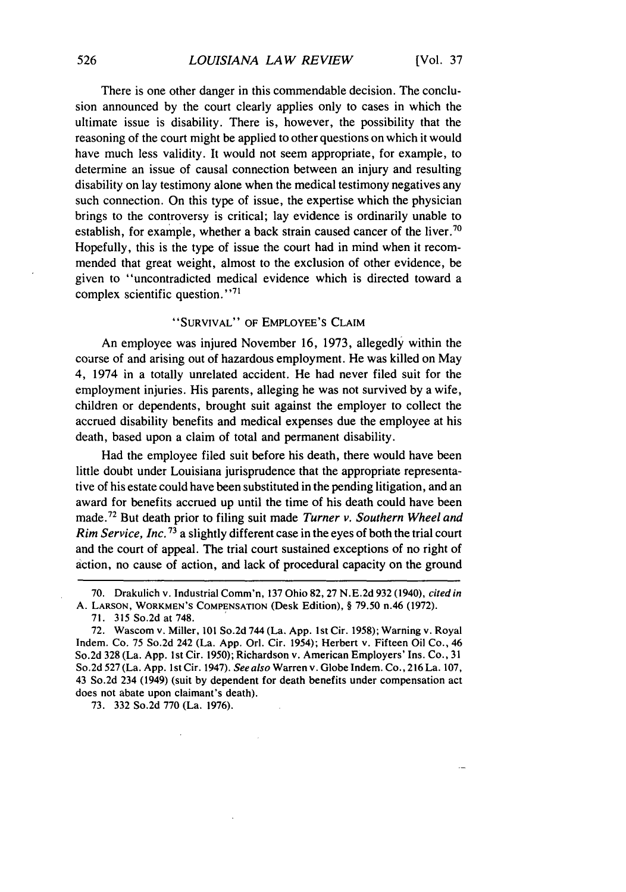There is one other danger in this commendable decision. The conclusion announced by the court clearly applies only to cases in which the ultimate issue is disability. There is, however, the possibility that the reasoning of the court might be applied to other questions on which it would have much less validity. It would not seem appropriate, for example, to determine an issue of causal connection between an injury and resulting disability on lay testimony alone when the medical testimony negatives any such connection. On this type of issue, the expertise which the physician brings to the controversy is critical; lay evidence is ordinarily unable to establish, for example, whether a back strain caused cancer of the liver.[70] Hopefully, this is the type of issue the court had in mind when it recommended that great weight, almost to the exclusion of other evidence, be given to "uncontradicted medical evidence which is directed toward a complex scientific question."[71]

## "SURVIVAL" OF EMPLOYEE'S CLAIM

An employee was injured November 16, 1973, allegedly within the course of and arising out of hazardous employment. He was killed on May 4, 1974 in a totally unrelated accident. He had never filed suit for the employment injuries. His parents, alleging he was not survived by a wife, children or dependents, brought suit against the employer to collect the accrued disability benefits and medical expenses due the employee at his death, based upon a claim of total and permanent disability.

Had the employee filed suit before his death, there would have been little doubt under Louisiana jurisprudence that the appropriate representative of his estate could have been substituted in the pending litigation, and an award for benefits accrued up until the time of his death could have been made.[72] But death prior to filing suit made *Turner v. Southern Wheel and Rim Service, Inc.*[73] a slightly different case in the eyes of both the trial court and the court of appeal. The trial court sustained exceptions of no right of action, no cause of action, and lack of procedural capacity on the ground

---

70. Drakulich v. Industrial Comm'n, 137 Ohio 82, 27 N.E.2d 932 (1940), *cited in* A. LARSON, WORKMEN'S COMPENSATION (Desk Edition), § 79.50 n.46 (1972).

71. 315 So.2d at 748.

72. Wascom v. Miller, 101 So.2d 744 (La. App. 1st Cir. 1958); Warning v. Royal Indem. Co. 75 So.2d 242 (La. App. Orl. Cir. 1954); Herbert v. Fifteen Oil Co., 46 So.2d 328 (La. App. 1st Cir. 1950); Richardson v. American Employers' Ins. Co., 31 So.2d 527 (La. App. 1st Cir. 1947). *See also* Warren v. Globe Indem. Co., 216 La. 107, 43 So.2d 234 (1949) (suit by dependent for death benefits under compensation act does not abate upon claimant's death).

73. 332 So.2d 770 (La. 1976).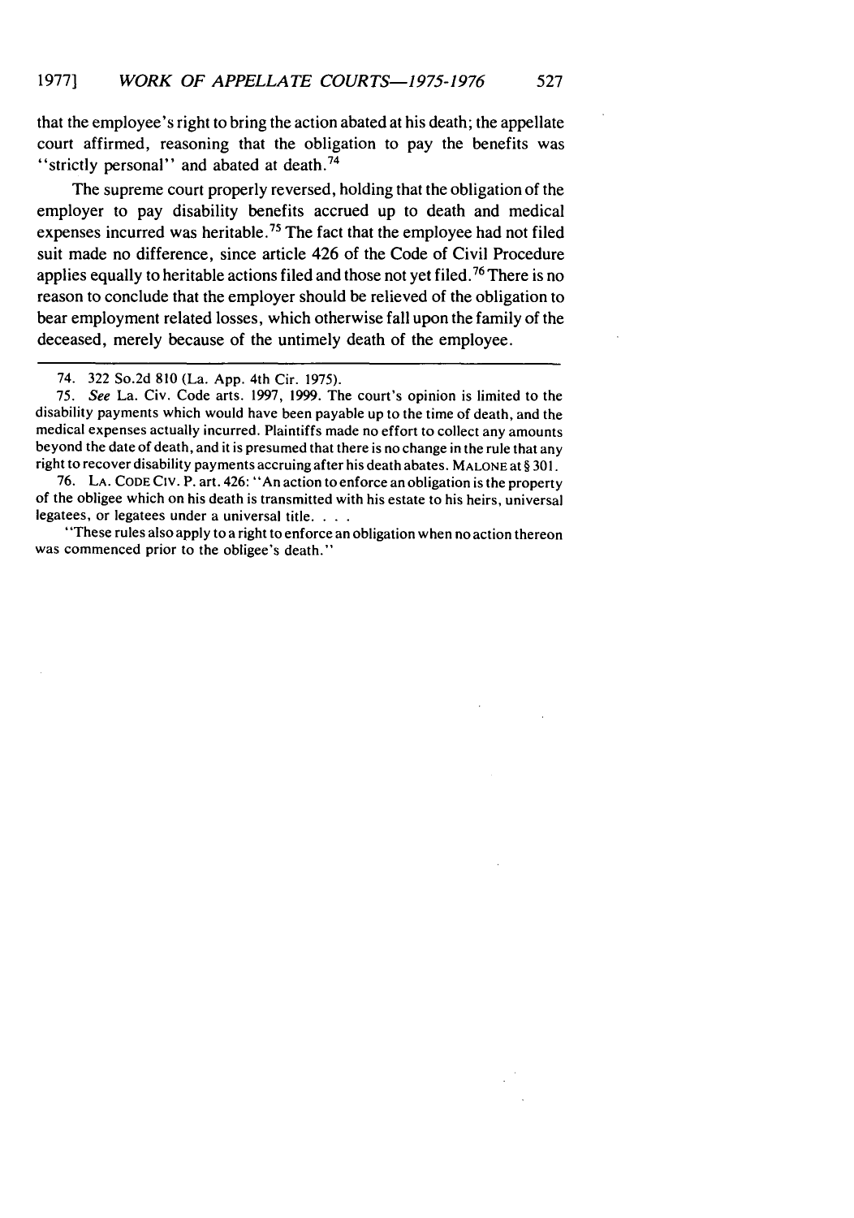that the employee's right to bring the action abated at his death; the appellate court affirmed, reasoning that the obligation to pay the benefits was "strictly personal" and abated at death.[74]

The supreme court properly reversed, holding that the obligation of the employer to pay disability benefits accrued up to death and medical expenses incurred was heritable.[75] The fact that the employee had not filed suit made no difference, since article 426 of the Code of Civil Procedure applies equally to heritable actions filed and those not yet filed.[76] There is no reason to conclude that the employer should be relieved of the obligation to bear employment related losses, which otherwise fall upon the family of the deceased, merely because of the untimely death of the employee.

---

74. 322 So.2d 810 (La. App. 4th Cir. 1975).

75. *See* La. Civ. Code arts. 1997, 1999. The court's opinion is limited to the disability payments which would have been payable up to the time of death, and the medical expenses actually incurred. Plaintiffs made no effort to collect any amounts beyond the date of death, and it is presumed that there is no change in the rule that any right to recover disability payments accruing after his death abates. MALONE at § 301.

76. LA. CODE CIV. P. art. 426: "An action to enforce an obligation is the property of the obligee which on his death is transmitted with his estate to his heirs, universal legatees, or legatees under a universal title. . . .

"These rules also apply to a right to enforce an obligation when no action thereon was commenced prior to the obligee's death."